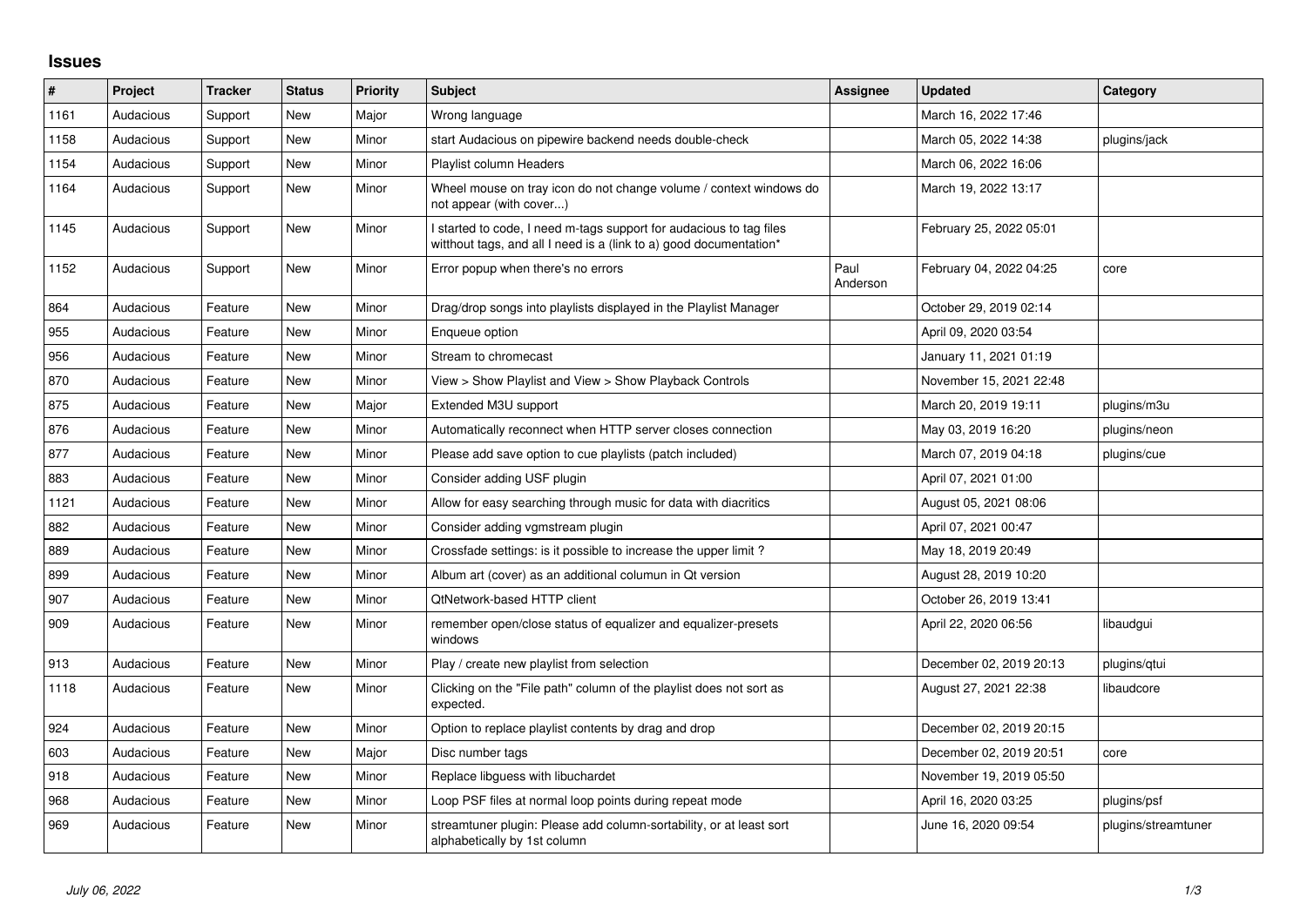## Issues

| # | Project | Tracker | Status | Priority | Subject | Assignee | Updated | Category |
|---|---|---|---|---|---|---|---|---|
| 1161 | Audacious | Support | New | Major | Wrong language | | March 16, 2022 17:46 | |
| 1158 | Audacious | Support | New | Minor | start Audacious on pipewire backend needs double-check | | March 05, 2022 14:38 | plugins/jack |
| 1154 | Audacious | Support | New | Minor | Playlist column Headers | | March 06, 2022 16:06 | |
| 1164 | Audacious | Support | New | Minor | Wheel mouse on tray icon do not change volume / context windows do not appear (with cover...) | | March 19, 2022 13:17 | |
| 1145 | Audacious | Support | New | Minor | I started to code, I need m-tags support for audacious to tag files witthout tags, and all I need is a (link to a) good documentation* | | February 25, 2022 05:01 | |
| 1152 | Audacious | Support | New | Minor | Error popup when there's no errors | Paul Anderson | February 04, 2022 04:25 | core |
| 864 | Audacious | Feature | New | Minor | Drag/drop songs into playlists displayed in the Playlist Manager | | October 29, 2019 02:14 | |
| 955 | Audacious | Feature | New | Minor | Enqueue option | | April 09, 2020 03:54 | |
| 956 | Audacious | Feature | New | Minor | Stream to chromecast | | January 11, 2021 01:19 | |
| 870 | Audacious | Feature | New | Minor | View > Show Playlist and View > Show Playback Controls | | November 15, 2021 22:48 | |
| 875 | Audacious | Feature | New | Major | Extended M3U support | | March 20, 2019 19:11 | plugins/m3u |
| 876 | Audacious | Feature | New | Minor | Automatically reconnect when HTTP server closes connection | | May 03, 2019 16:20 | plugins/neon |
| 877 | Audacious | Feature | New | Minor | Please add save option to cue playlists (patch included) | | March 07, 2019 04:18 | plugins/cue |
| 883 | Audacious | Feature | New | Minor | Consider adding USF plugin | | April 07, 2021 01:00 | |
| 1121 | Audacious | Feature | New | Minor | Allow for easy searching through music for data with diacritics | | August 05, 2021 08:06 | |
| 882 | Audacious | Feature | New | Minor | Consider adding vgmstream plugin | | April 07, 2021 00:47 | |
| 889 | Audacious | Feature | New | Minor | Crossfade settings: is it possible to increase the upper limit ? | | May 18, 2019 20:49 | |
| 899 | Audacious | Feature | New | Minor | Album art (cover) as an additional columun in Qt version | | August 28, 2019 10:20 | |
| 907 | Audacious | Feature | New | Minor | QtNetwork-based HTTP client | | October 26, 2019 13:41 | |
| 909 | Audacious | Feature | New | Minor | remember open/close status of equalizer and equalizer-presets windows | | April 22, 2020 06:56 | libaudgui |
| 913 | Audacious | Feature | New | Minor | Play / create new playlist from selection | | December 02, 2019 20:13 | plugins/qtui |
| 1118 | Audacious | Feature | New | Minor | Clicking on the "File path" column of the playlist does not sort as expected. | | August 27, 2021 22:38 | libaudcore |
| 924 | Audacious | Feature | New | Minor | Option to replace playlist contents by drag and drop | | December 02, 2019 20:15 | |
| 603 | Audacious | Feature | New | Major | Disc number tags | | December 02, 2019 20:51 | core |
| 918 | Audacious | Feature | New | Minor | Replace libguess with libuchardet | | November 19, 2019 05:50 | |
| 968 | Audacious | Feature | New | Minor | Loop PSF files at normal loop points during repeat mode | | April 16, 2020 03:25 | plugins/psf |
| 969 | Audacious | Feature | New | Minor | streamtuner plugin: Please add column-sortability, or at least sort alphabetically by 1st column | | June 16, 2020 09:54 | plugins/streamtuner |

*July 06, 2022*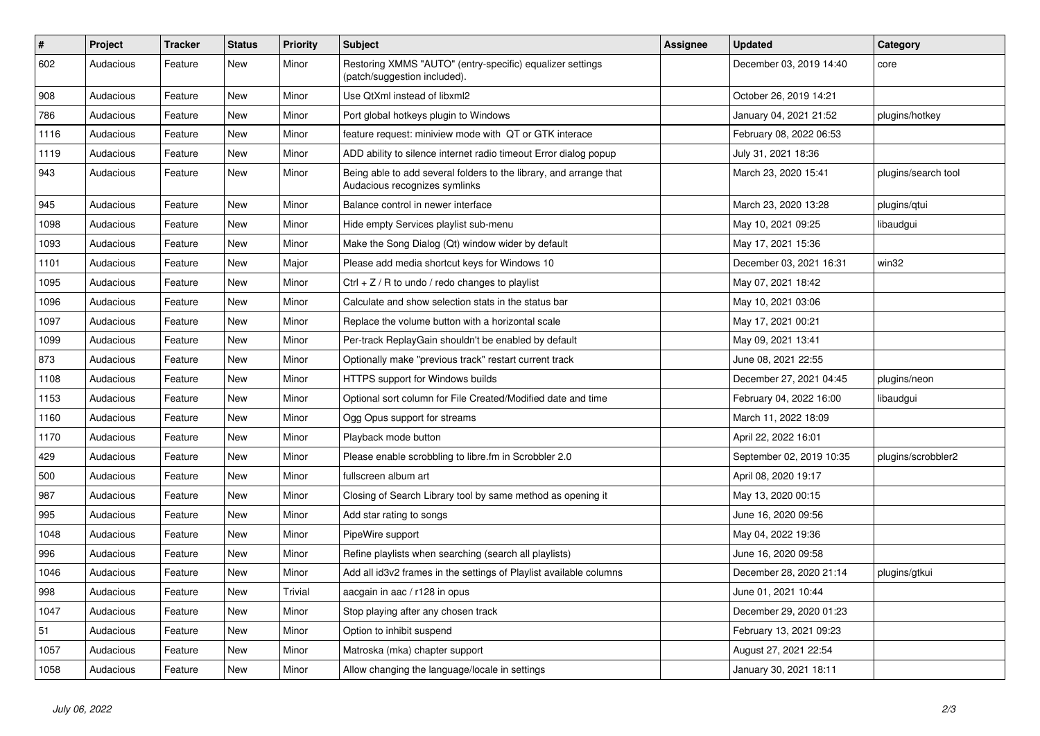| # | Project | Tracker | Status | Priority | Subject | Assignee | Updated | Category |
|---|---|---|---|---|---|---|---|---|
| 602 | Audacious | Feature | New | Minor | Restoring XMMS "AUTO" (entry-specific) equalizer settings (patch/suggestion included). | | December 03, 2019 14:40 | core |
| 908 | Audacious | Feature | New | Minor | Use QtXml instead of libxml2 | | October 26, 2019 14:21 | |
| 786 | Audacious | Feature | New | Minor | Port global hotkeys plugin to Windows | | January 04, 2021 21:52 | plugins/hotkey |
| 1116 | Audacious | Feature | New | Minor | feature request: miniview mode with QT or GTK interace | | February 08, 2022 06:53 | |
| 1119 | Audacious | Feature | New | Minor | ADD ability to silence internet radio timeout Error dialog popup | | July 31, 2021 18:36 | |
| 943 | Audacious | Feature | New | Minor | Being able to add several folders to the library, and arrange that Audacious recognizes symlinks | | March 23, 2020 15:41 | plugins/search tool |
| 945 | Audacious | Feature | New | Minor | Balance control in newer interface | | March 23, 2020 13:28 | plugins/qtui |
| 1098 | Audacious | Feature | New | Minor | Hide empty Services playlist sub-menu | | May 10, 2021 09:25 | libaudgui |
| 1093 | Audacious | Feature | New | Minor | Make the Song Dialog (Qt) window wider by default | | May 17, 2021 15:36 | |
| 1101 | Audacious | Feature | New | Major | Please add media shortcut keys for Windows 10 | | December 03, 2021 16:31 | win32 |
| 1095 | Audacious | Feature | New | Minor | Ctrl + Z / R to undo / redo changes to playlist | | May 07, 2021 18:42 | |
| 1096 | Audacious | Feature | New | Minor | Calculate and show selection stats in the status bar | | May 10, 2021 03:06 | |
| 1097 | Audacious | Feature | New | Minor | Replace the volume button with a horizontal scale | | May 17, 2021 00:21 | |
| 1099 | Audacious | Feature | New | Minor | Per-track ReplayGain shouldn't be enabled by default | | May 09, 2021 13:41 | |
| 873 | Audacious | Feature | New | Minor | Optionally make "previous track" restart current track | | June 08, 2021 22:55 | |
| 1108 | Audacious | Feature | New | Minor | HTTPS support for Windows builds | | December 27, 2021 04:45 | plugins/neon |
| 1153 | Audacious | Feature | New | Minor | Optional sort column for File Created/Modified date and time | | February 04, 2022 16:00 | libaudgui |
| 1160 | Audacious | Feature | New | Minor | Ogg Opus support for streams | | March 11, 2022 18:09 | |
| 1170 | Audacious | Feature | New | Minor | Playback mode button | | April 22, 2022 16:01 | |
| 429 | Audacious | Feature | New | Minor | Please enable scrobbling to libre.fm in Scrobbler 2.0 | | September 02, 2019 10:35 | plugins/scrobbler2 |
| 500 | Audacious | Feature | New | Minor | fullscreen album art | | April 08, 2020 19:17 | |
| 987 | Audacious | Feature | New | Minor | Closing of Search Library tool by same method as opening it | | May 13, 2020 00:15 | |
| 995 | Audacious | Feature | New | Minor | Add star rating to songs | | June 16, 2020 09:56 | |
| 1048 | Audacious | Feature | New | Minor | PipeWire support | | May 04, 2022 19:36 | |
| 996 | Audacious | Feature | New | Minor | Refine playlists when searching (search all playlists) | | June 16, 2020 09:58 | |
| 1046 | Audacious | Feature | New | Minor | Add all id3v2 frames in the settings of Playlist available columns | | December 28, 2020 21:14 | plugins/gtkui |
| 998 | Audacious | Feature | New | Trivial | aacgain in aac / r128 in opus | | June 01, 2021 10:44 | |
| 1047 | Audacious | Feature | New | Minor | Stop playing after any chosen track | | December 29, 2020 01:23 | |
| 51 | Audacious | Feature | New | Minor | Option to inhibit suspend | | February 13, 2021 09:23 | |
| 1057 | Audacious | Feature | New | Minor | Matroska (mka) chapter support | | August 27, 2021 22:54 | |
| 1058 | Audacious | Feature | New | Minor | Allow changing the language/locale in settings | | January 30, 2021 18:11 | |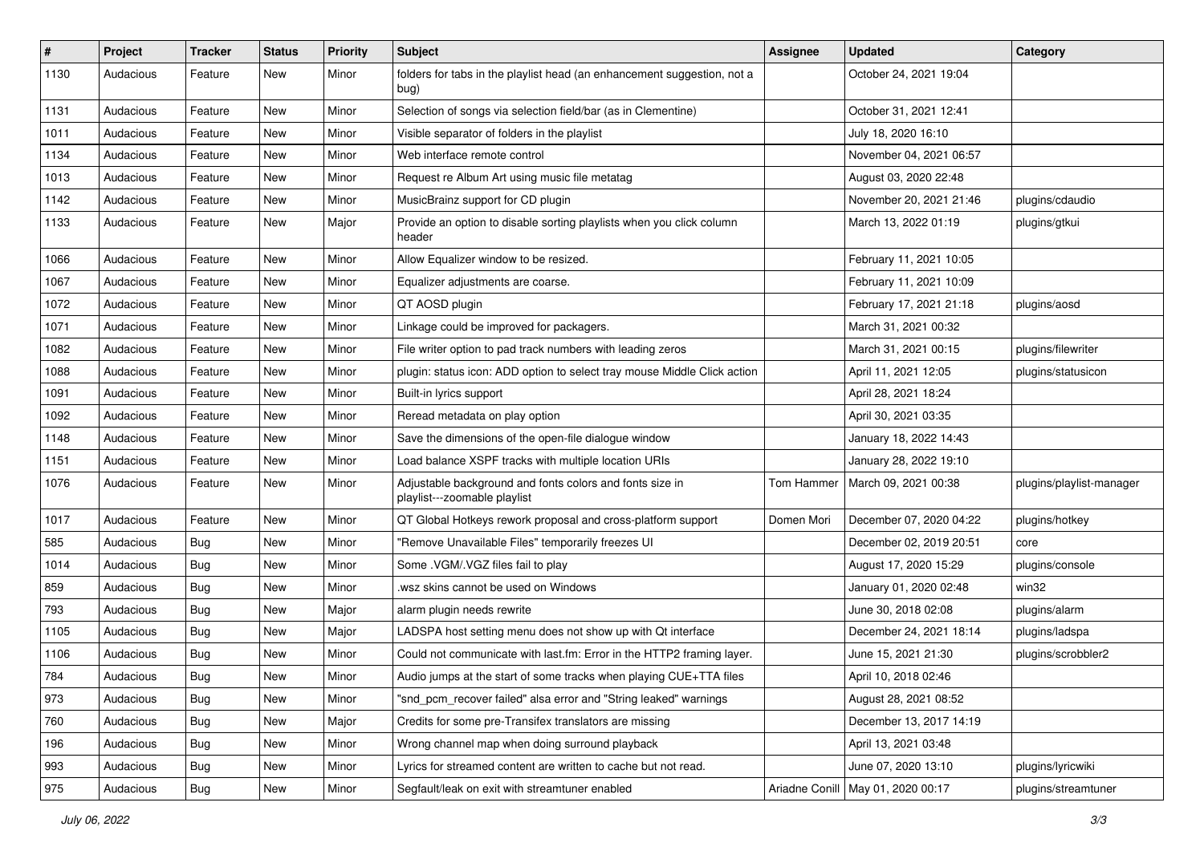| # | Project | Tracker | Status | Priority | Subject | Assignee | Updated | Category |
|---|---|---|---|---|---|---|---|---|
| 1130 | Audacious | Feature | New | Minor | folders for tabs in the playlist head (an enhancement suggestion, not a bug) | | October 24, 2021 19:04 | |
| 1131 | Audacious | Feature | New | Minor | Selection of songs via selection field/bar (as in Clementine) | | October 31, 2021 12:41 | |
| 1011 | Audacious | Feature | New | Minor | Visible separator of folders in the playlist | | July 18, 2020 16:10 | |
| 1134 | Audacious | Feature | New | Minor | Web interface remote control | | November 04, 2021 06:57 | |
| 1013 | Audacious | Feature | New | Minor | Request re Album Art using music file metatag | | August 03, 2020 22:48 | |
| 1142 | Audacious | Feature | New | Minor | MusicBrainz support for CD plugin | | November 20, 2021 21:46 | plugins/cdaudio |
| 1133 | Audacious | Feature | New | Major | Provide an option to disable sorting playlists when you click column header | | March 13, 2022 01:19 | plugins/gtkui |
| 1066 | Audacious | Feature | New | Minor | Allow Equalizer window to be resized. | | February 11, 2021 10:05 | |
| 1067 | Audacious | Feature | New | Minor | Equalizer adjustments are coarse. | | February 11, 2021 10:09 | |
| 1072 | Audacious | Feature | New | Minor | QT AOSD plugin | | February 17, 2021 21:18 | plugins/aosd |
| 1071 | Audacious | Feature | New | Minor | Linkage could be improved for packagers. | | March 31, 2021 00:32 | |
| 1082 | Audacious | Feature | New | Minor | File writer option to pad track numbers with leading zeros | | March 31, 2021 00:15 | plugins/filewriter |
| 1088 | Audacious | Feature | New | Minor | plugin: status icon: ADD option to select tray mouse Middle Click action | | April 11, 2021 12:05 | plugins/statusicon |
| 1091 | Audacious | Feature | New | Minor | Built-in lyrics support | | April 28, 2021 18:24 | |
| 1092 | Audacious | Feature | New | Minor | Reread metadata on play option | | April 30, 2021 03:35 | |
| 1148 | Audacious | Feature | New | Minor | Save the dimensions of the open-file dialogue window | | January 18, 2022 14:43 | |
| 1151 | Audacious | Feature | New | Minor | Load balance XSPF tracks with multiple location URIs | | January 28, 2022 19:10 | |
| 1076 | Audacious | Feature | New | Minor | Adjustable background and fonts colors and fonts size in playlist---zoomable playlist | Tom Hammer | March 09, 2021 00:38 | plugins/playlist-manager |
| 1017 | Audacious | Feature | New | Minor | QT Global Hotkeys rework proposal and cross-platform support | Domen Mori | December 07, 2020 04:22 | plugins/hotkey |
| 585 | Audacious | Bug | New | Minor | "Remove Unavailable Files" temporarily freezes UI | | December 02, 2019 20:51 | core |
| 1014 | Audacious | Bug | New | Minor | Some .VGM/.VGZ files fail to play | | August 17, 2020 15:29 | plugins/console |
| 859 | Audacious | Bug | New | Minor | .wsz skins cannot be used on Windows | | January 01, 2020 02:48 | win32 |
| 793 | Audacious | Bug | New | Major | alarm plugin needs rewrite | | June 30, 2018 02:08 | plugins/alarm |
| 1105 | Audacious | Bug | New | Major | LADSPA host setting menu does not show up with Qt interface | | December 24, 2021 18:14 | plugins/ladspa |
| 1106 | Audacious | Bug | New | Minor | Could not communicate with last.fm: Error in the HTTP2 framing layer. | | June 15, 2021 21:30 | plugins/scrobbler2 |
| 784 | Audacious | Bug | New | Minor | Audio jumps at the start of some tracks when playing CUE+TTA files | | April 10, 2018 02:46 | |
| 973 | Audacious | Bug | New | Minor | "snd_pcm_recover failed" alsa error and "String leaked" warnings | | August 28, 2021 08:52 | |
| 760 | Audacious | Bug | New | Major | Credits for some pre-Transifex translators are missing | | December 13, 2017 14:19 | |
| 196 | Audacious | Bug | New | Minor | Wrong channel map when doing surround playback | | April 13, 2021 03:48 | |
| 993 | Audacious | Bug | New | Minor | Lyrics for streamed content are written to cache but not read. | | June 07, 2020 13:10 | plugins/lyricwiki |
| 975 | Audacious | Bug | New | Minor | Segfault/leak on exit with streamtuner enabled | Ariadne Conill | May 01, 2020 00:17 | plugins/streamtuner |